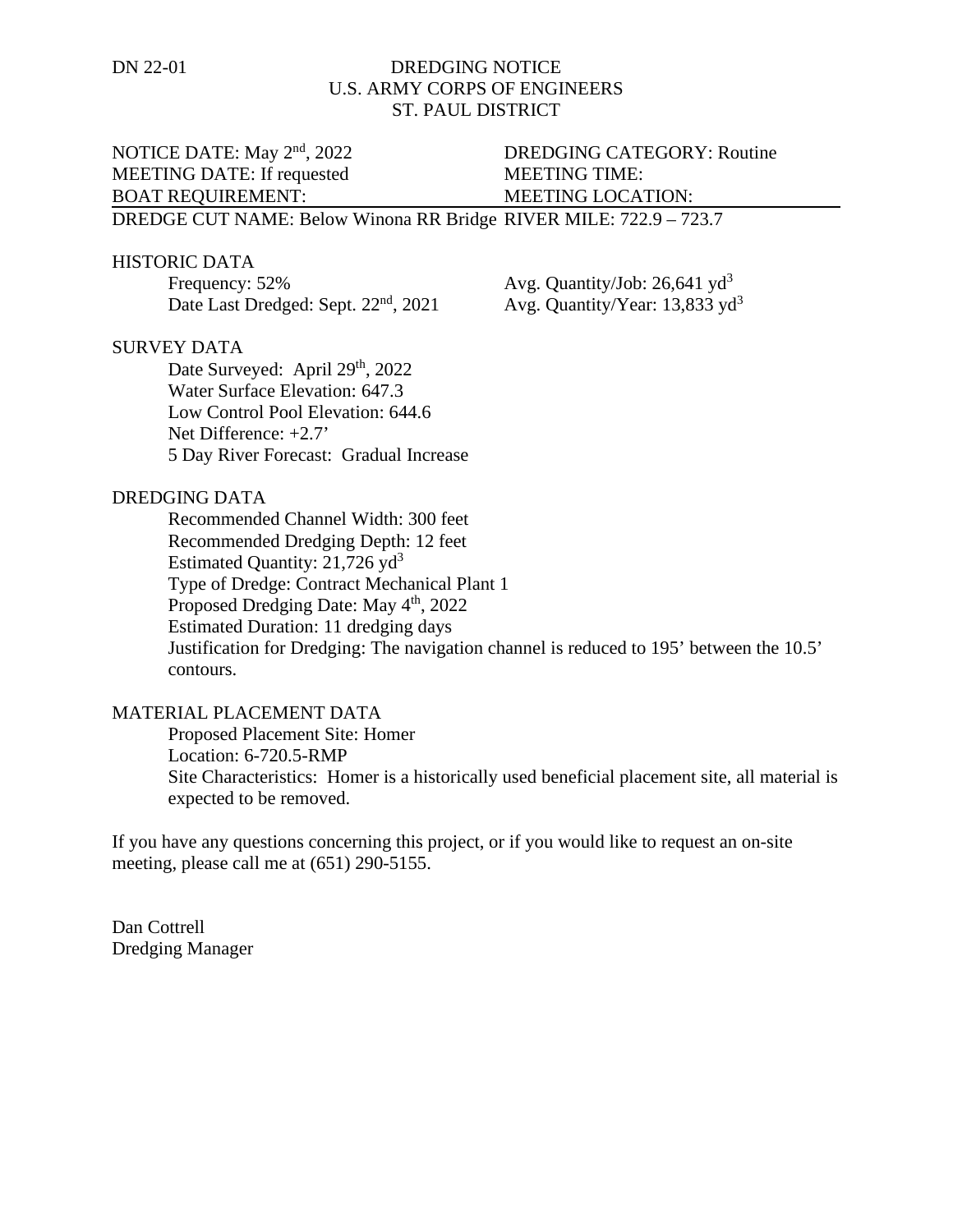DN 22-01

# DREDGING NOTICE
## U.S. ARMY CORPS OF ENGINEERS
## ST. PAUL DISTRICT

NOTICE DATE: May 2nd, 2022
DREDGING CATEGORY: Routine
MEETING DATE: If requested
MEETING TIME:
BOAT REQUIREMENT:
MEETING LOCATION:

DREDGE CUT NAME: Below Winona RR Bridge
RIVER MILE: 722.9 – 723.7

HISTORIC DATA

- Frequency: 52%
- Avg. Quantity/Job: 26,641 $yd^3$
- Date Last Dredged: Sept. 22nd, 2021
- Avg. Quantity/Year: 13,833 $yd^3$

SURVEY DATA

- Date Surveyed: April 29th, 2022
- Water Surface Elevation: 647.3
- Low Control Pool Elevation: 644.6
- Net Difference: +2.7'
- 5 Day River Forecast: Gradual Increase

DREDGING DATA

- Recommended Channel Width: 300 feet
- Recommended Dredging Depth: 12 feet
- Estimated Quantity: 21,726 $yd^3$
- Type of Dredge: Contract Mechanical Plant 1
- Proposed Dredging Date: May 4th, 2022
- Estimated Duration: 11 dredging days
- Justification for Dredging: The navigation channel is reduced to 195' between the 10.5' contours.

MATERIAL PLACEMENT DATA

- Proposed Placement Site: Homer
- Location: 6-720.5-RMP
- Site Characteristics: Homer is a historically used beneficial placement site, all material is expected to be removed.

If you have any questions concerning this project, or if you would like to request an on-site meeting, please call me at (651) 290-5155.

Dan Cottrell
Dredging Manager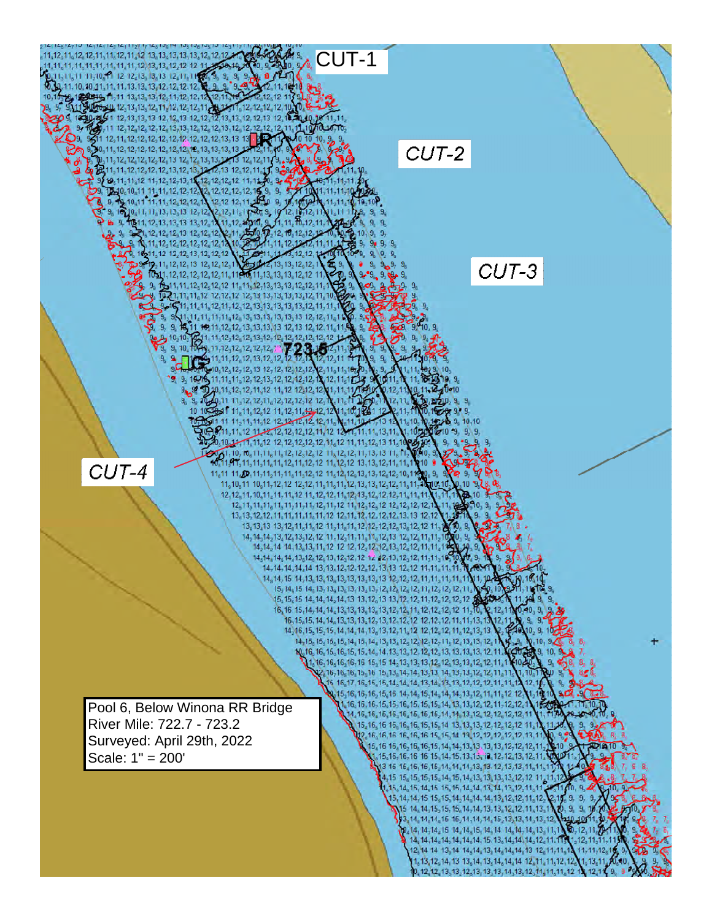CUT-1

CUT-2

CUT-3

CUT-4

723.5

Pool 6, Below Winona RR Bridge
River Mile: 722.7 - 723.2
Surveyed: April 29th, 2022
Scale: 1" = 200'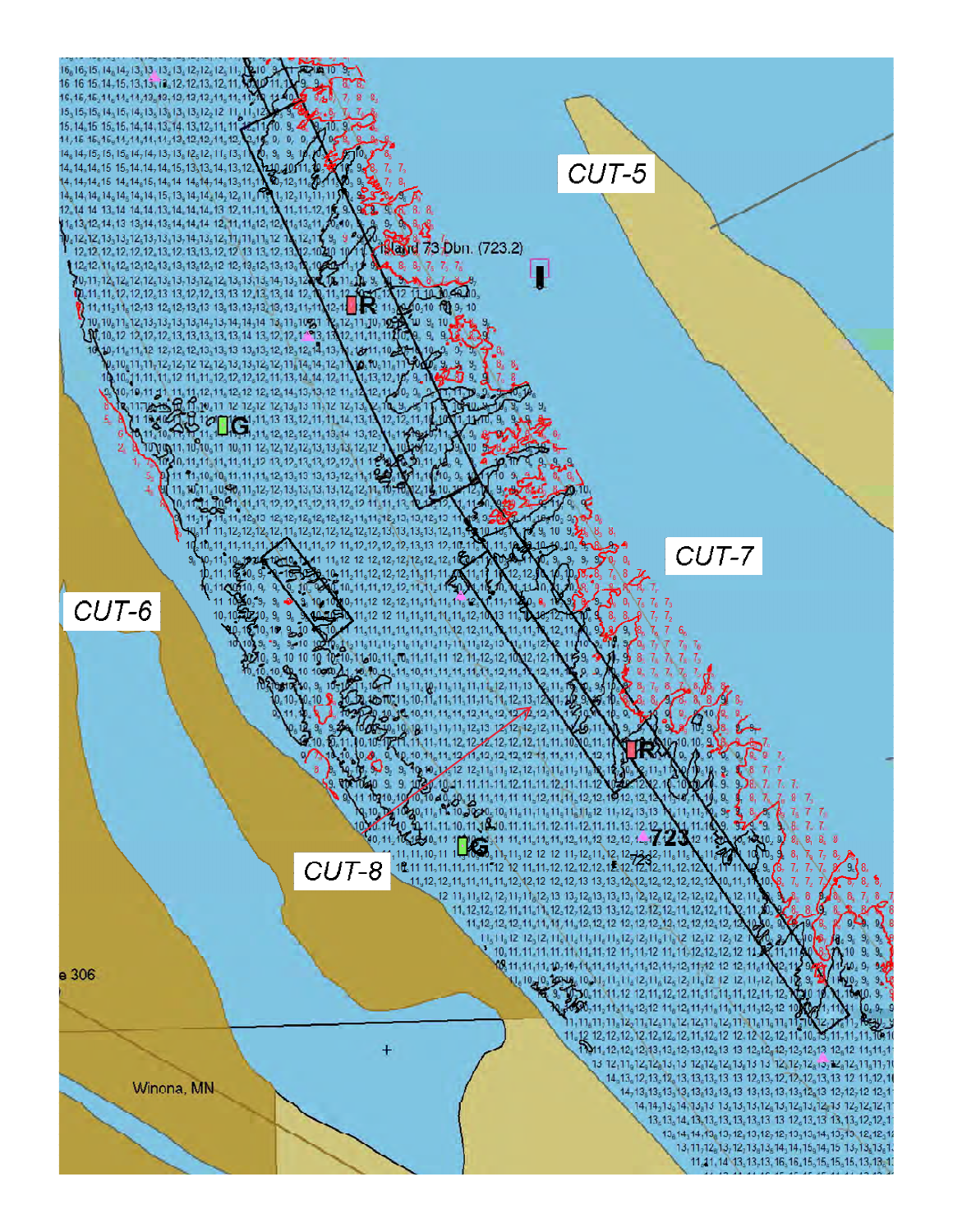CUT-5

Island 73 Dbn. (723.2)

CUT-7

CUT-6

CUT-8

723

e 306

Winona, MN